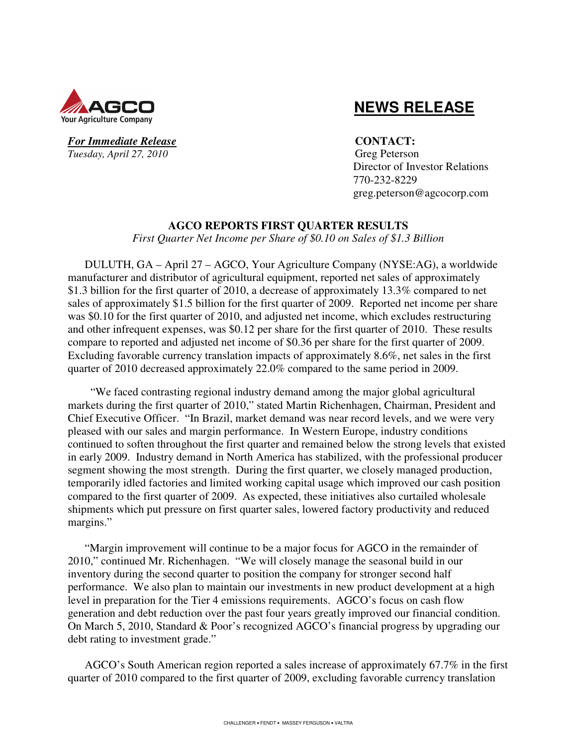AGCO
Your Agriculture Company

# NEWS RELEASE

***For Immediate Release***
*Tuesday, April 27, 2010*

**CONTACT:**
Greg Peterson
Director of Investor Relations
770-232-8229
greg.peterson@agcocorp.com

## AGCO REPORTS FIRST QUARTER RESULTS

*First Quarter Net Income per Share of $0.10 on Sales of $1.3 Billion*

DULUTH, GA – April 27 – AGCO, Your Agriculture Company (NYSE:AG), a worldwide manufacturer and distributor of agricultural equipment, reported net sales of approximately $1.3 billion for the first quarter of 2010, a decrease of approximately 13.3% compared to net sales of approximately $1.5 billion for the first quarter of 2009. Reported net income per share was $0.10 for the first quarter of 2010, and adjusted net income, which excludes restructuring and other infrequent expenses, was $0.12 per share for the first quarter of 2010. These results compare to reported and adjusted net income of $0.36 per share for the first quarter of 2009. Excluding favorable currency translation impacts of approximately 8.6%, net sales in the first quarter of 2010 decreased approximately 22.0% compared to the same period in 2009.

"We faced contrasting regional industry demand among the major global agricultural markets during the first quarter of 2010," stated Martin Richenhagen, Chairman, President and Chief Executive Officer. "In Brazil, market demand was near record levels, and we were very pleased with our sales and margin performance. In Western Europe, industry conditions continued to soften throughout the first quarter and remained below the strong levels that existed in early 2009. Industry demand in North America has stabilized, with the professional producer segment showing the most strength. During the first quarter, we closely managed production, temporarily idled factories and limited working capital usage which improved our cash position compared to the first quarter of 2009. As expected, these initiatives also curtailed wholesale shipments which put pressure on first quarter sales, lowered factory productivity and reduced margins."

"Margin improvement will continue to be a major focus for AGCO in the remainder of 2010," continued Mr. Richenhagen. "We will closely manage the seasonal build in our inventory during the second quarter to position the company for stronger second half performance. We also plan to maintain our investments in new product development at a high level in preparation for the Tier 4 emissions requirements. AGCO's focus on cash flow generation and debt reduction over the past four years greatly improved our financial condition. On March 5, 2010, Standard & Poor's recognized AGCO's financial progress by upgrading our debt rating to investment grade."

AGCO's South American region reported a sales increase of approximately 67.7% in the first quarter of 2010 compared to the first quarter of 2009, excluding favorable currency translation

CHALLENGER • FENDT • MASSEY FERGUSON • VALTRA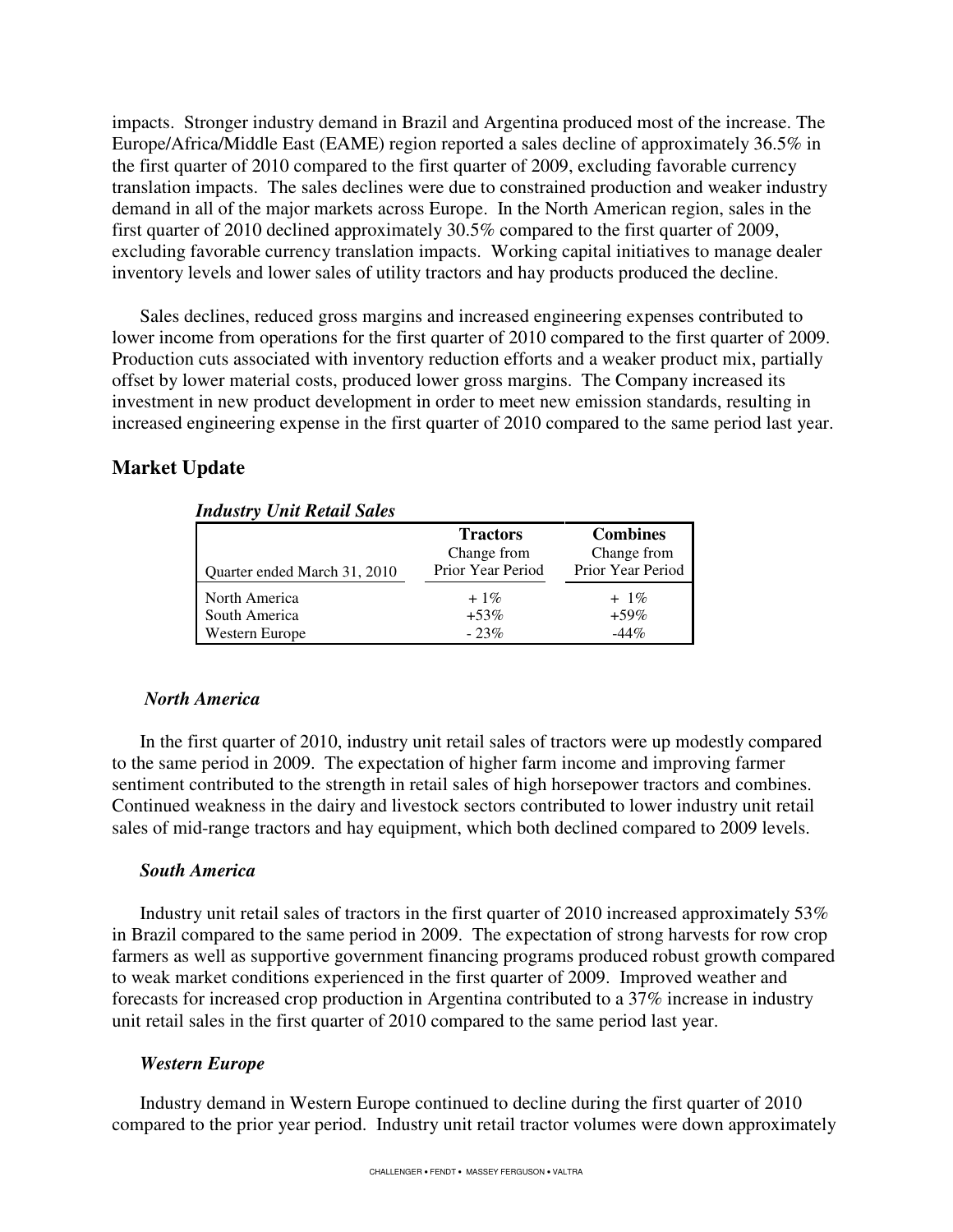impacts. Stronger industry demand in Brazil and Argentina produced most of the increase. The Europe/Africa/Middle East (EAME) region reported a sales decline of approximately 36.5% in the first quarter of 2010 compared to the first quarter of 2009, excluding favorable currency translation impacts. The sales declines were due to constrained production and weaker industry demand in all of the major markets across Europe. In the North American region, sales in the first quarter of 2010 declined approximately 30.5% compared to the first quarter of 2009, excluding favorable currency translation impacts. Working capital initiatives to manage dealer inventory levels and lower sales of utility tractors and hay products produced the decline.

Sales declines, reduced gross margins and increased engineering expenses contributed to lower income from operations for the first quarter of 2010 compared to the first quarter of 2009. Production cuts associated with inventory reduction efforts and a weaker product mix, partially offset by lower material costs, produced lower gross margins. The Company increased its investment in new product development in order to meet new emission standards, resulting in increased engineering expense in the first quarter of 2010 compared to the same period last year.

## Market Update

***Industry Unit Retail Sales***

| Quarter ended March 31, 2010 | **Tractors** Change from Prior Year Period | **Combines** Change from Prior Year Period |
|---|---|---|
| North America | + 1% | + 1% |
| South America | +53% | +59% |
| Western Europe | - 23% | -44% |

### *North America*

In the first quarter of 2010, industry unit retail sales of tractors were up modestly compared to the same period in 2009. The expectation of higher farm income and improving farmer sentiment contributed to the strength in retail sales of high horsepower tractors and combines. Continued weakness in the dairy and livestock sectors contributed to lower industry unit retail sales of mid-range tractors and hay equipment, which both declined compared to 2009 levels.

### *South America*

Industry unit retail sales of tractors in the first quarter of 2010 increased approximately 53% in Brazil compared to the same period in 2009. The expectation of strong harvests for row crop farmers as well as supportive government financing programs produced robust growth compared to weak market conditions experienced in the first quarter of 2009. Improved weather and forecasts for increased crop production in Argentina contributed to a 37% increase in industry unit retail sales in the first quarter of 2010 compared to the same period last year.

### *Western Europe*

Industry demand in Western Europe continued to decline during the first quarter of 2010 compared to the prior year period. Industry unit retail tractor volumes were down approximately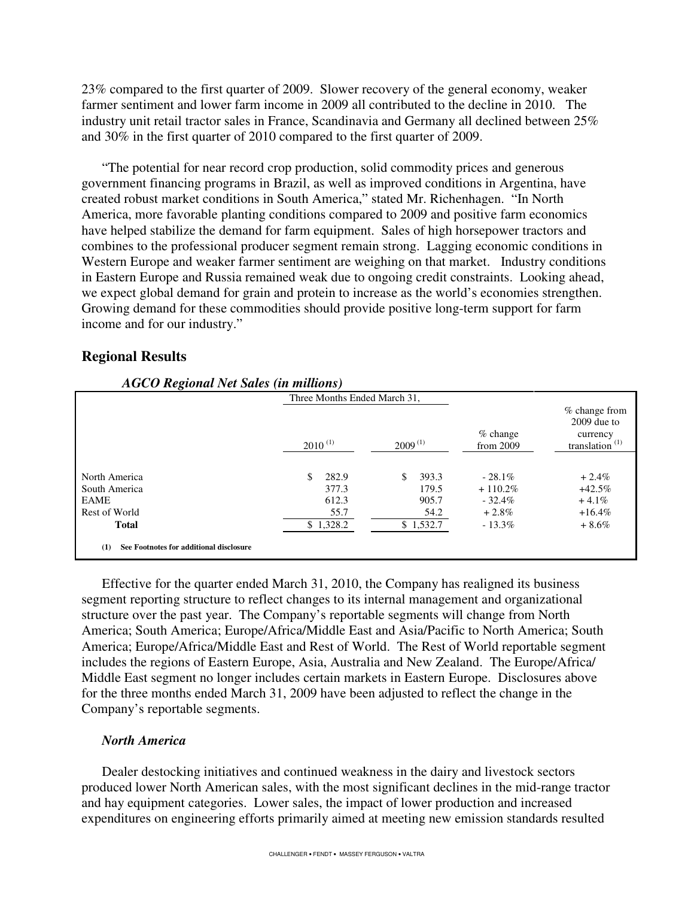23% compared to the first quarter of 2009. Slower recovery of the general economy, weaker farmer sentiment and lower farm income in 2009 all contributed to the decline in 2010. The industry unit retail tractor sales in France, Scandinavia and Germany all declined between 25% and 30% in the first quarter of 2010 compared to the first quarter of 2009.

"The potential for near record crop production, solid commodity prices and generous government financing programs in Brazil, as well as improved conditions in Argentina, have created robust market conditions in South America," stated Mr. Richenhagen. "In North America, more favorable planting conditions compared to 2009 and positive farm economics have helped stabilize the demand for farm equipment. Sales of high horsepower tractors and combines to the professional producer segment remain strong. Lagging economic conditions in Western Europe and weaker farmer sentiment are weighing on that market. Industry conditions in Eastern Europe and Russia remained weak due to ongoing credit constraints. Looking ahead, we expect global demand for grain and protein to increase as the world's economies strengthen. Growing demand for these commodities should provide positive long-term support for farm income and for our industry."

## Regional Results

***AGCO Regional Net Sales (in millions)***

| | Three Months Ended March 31, | | | |
|---|---|---|---|---|
| | 2010 (1) | 2009 (1) | % change from 2009 | % change from 2009 due to currency translation (1) |
| North America | $ 282.9 | $ 393.3 | - 28.1% | + 2.4% |
| South America | 377.3 | 179.5 | + 110.2% | +42.5% |
| EAME | 612.3 | 905.7 | - 32.4% | + 4.1% |
| Rest of World | 55.7 | 54.2 | + 2.8% | +16.4% |
| **Total** | $ 1,328.2 | $ 1,532.7 | - 13.3% | + 8.6% |

**(1) See Footnotes for additional disclosure**

Effective for the quarter ended March 31, 2010, the Company has realigned its business segment reporting structure to reflect changes to its internal management and organizational structure over the past year. The Company's reportable segments will change from North America; South America; Europe/Africa/Middle East and Asia/Pacific to North America; South America; Europe/Africa/Middle East and Rest of World. The Rest of World reportable segment includes the regions of Eastern Europe, Asia, Australia and New Zealand. The Europe/Africa/Middle East segment no longer includes certain markets in Eastern Europe. Disclosures above for the three months ended March 31, 2009 have been adjusted to reflect the change in the Company's reportable segments.

### *North America*

Dealer destocking initiatives and continued weakness in the dairy and livestock sectors produced lower North American sales, with the most significant declines in the mid-range tractor and hay equipment categories. Lower sales, the impact of lower production and increased expenditures on engineering efforts primarily aimed at meeting new emission standards resulted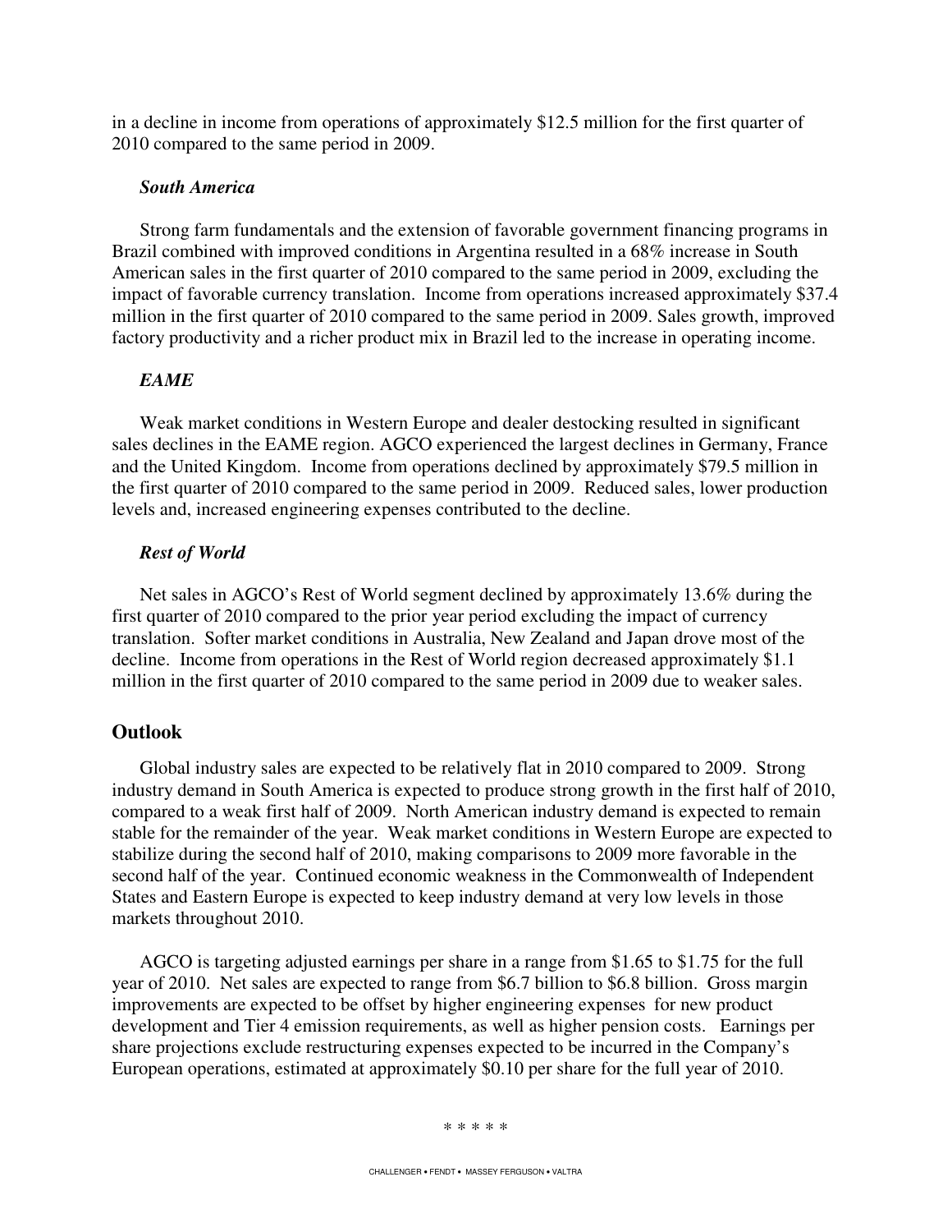in a decline in income from operations of approximately $12.5 million for the first quarter of 2010 compared to the same period in 2009.

***South America***

Strong farm fundamentals and the extension of favorable government financing programs in Brazil combined with improved conditions in Argentina resulted in a 68% increase in South American sales in the first quarter of 2010 compared to the same period in 2009, excluding the impact of favorable currency translation. Income from operations increased approximately $37.4 million in the first quarter of 2010 compared to the same period in 2009. Sales growth, improved factory productivity and a richer product mix in Brazil led to the increase in operating income.

***EAME***

Weak market conditions in Western Europe and dealer destocking resulted in significant sales declines in the EAME region. AGCO experienced the largest declines in Germany, France and the United Kingdom. Income from operations declined by approximately $79.5 million in the first quarter of 2010 compared to the same period in 2009. Reduced sales, lower production levels and, increased engineering expenses contributed to the decline.

***Rest of World***

Net sales in AGCO's Rest of World segment declined by approximately 13.6% during the first quarter of 2010 compared to the prior year period excluding the impact of currency translation. Softer market conditions in Australia, New Zealand and Japan drove most of the decline. Income from operations in the Rest of World region decreased approximately $1.1 million in the first quarter of 2010 compared to the same period in 2009 due to weaker sales.

## Outlook

Global industry sales are expected to be relatively flat in 2010 compared to 2009. Strong industry demand in South America is expected to produce strong growth in the first half of 2010, compared to a weak first half of 2009. North American industry demand is expected to remain stable for the remainder of the year. Weak market conditions in Western Europe are expected to stabilize during the second half of 2010, making comparisons to 2009 more favorable in the second half of the year. Continued economic weakness in the Commonwealth of Independent States and Eastern Europe is expected to keep industry demand at very low levels in those markets throughout 2010.

AGCO is targeting adjusted earnings per share in a range from $1.65 to $1.75 for the full year of 2010. Net sales are expected to range from $6.7 billion to $6.8 billion. Gross margin improvements are expected to be offset by higher engineering expenses for new product development and Tier 4 emission requirements, as well as higher pension costs. Earnings per share projections exclude restructuring expenses expected to be incurred in the Company's European operations, estimated at approximately $0.10 per share for the full year of 2010.

\* \* \* \* \*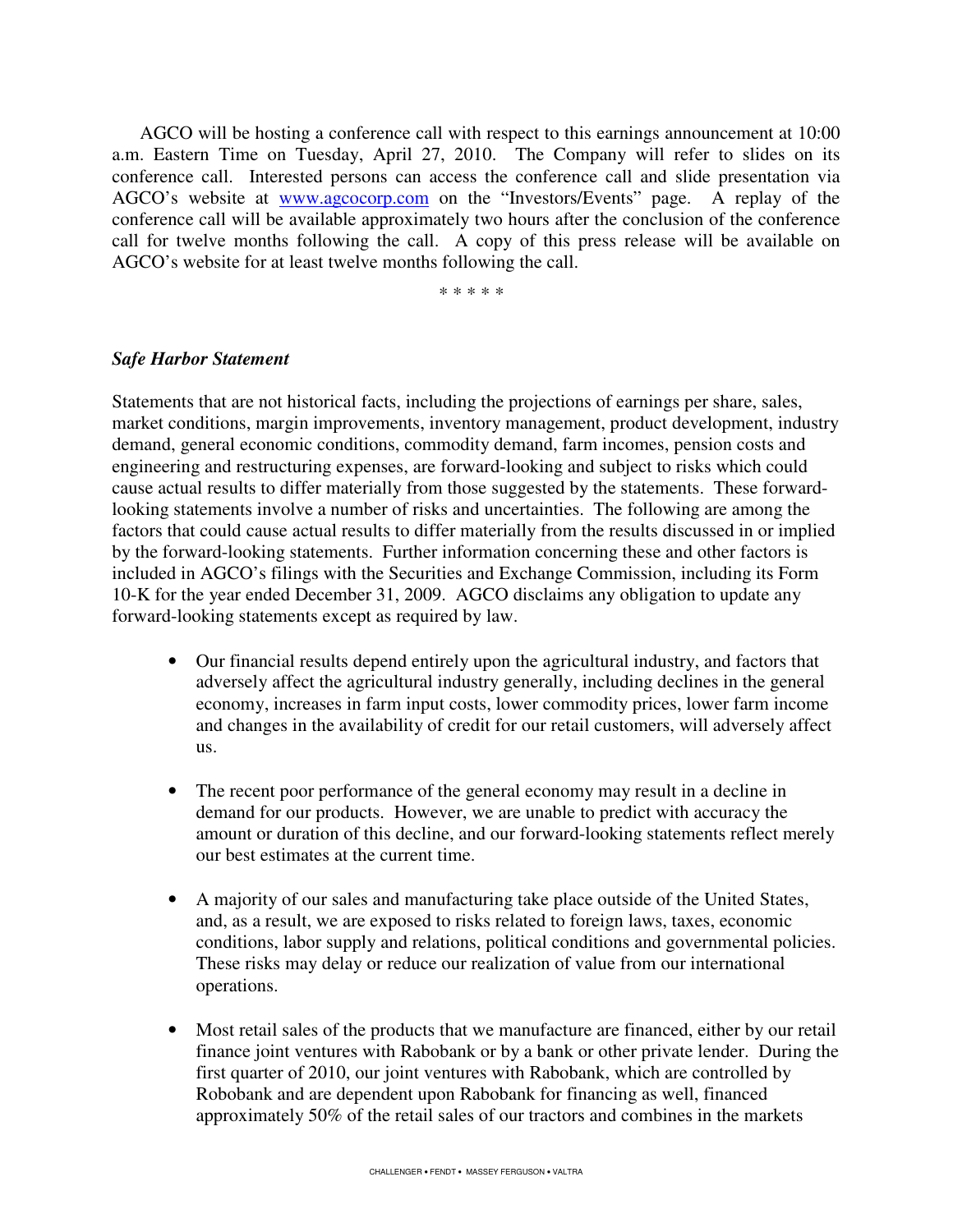AGCO will be hosting a conference call with respect to this earnings announcement at 10:00 a.m. Eastern Time on Tuesday, April 27, 2010. The Company will refer to slides on its conference call. Interested persons can access the conference call and slide presentation via AGCO's website at www.agcocorp.com on the "Investors/Events" page. A replay of the conference call will be available approximately two hours after the conclusion of the conference call for twelve months following the call. A copy of this press release will be available on AGCO's website for at least twelve months following the call.

* * * * *

***Safe Harbor Statement***

Statements that are not historical facts, including the projections of earnings per share, sales, market conditions, margin improvements, inventory management, product development, industry demand, general economic conditions, commodity demand, farm incomes, pension costs and engineering and restructuring expenses, are forward-looking and subject to risks which could cause actual results to differ materially from those suggested by the statements. These forward-looking statements involve a number of risks and uncertainties. The following are among the factors that could cause actual results to differ materially from the results discussed in or implied by the forward-looking statements. Further information concerning these and other factors is included in AGCO's filings with the Securities and Exchange Commission, including its Form 10-K for the year ended December 31, 2009. AGCO disclaims any obligation to update any forward-looking statements except as required by law.

- Our financial results depend entirely upon the agricultural industry, and factors that adversely affect the agricultural industry generally, including declines in the general economy, increases in farm input costs, lower commodity prices, lower farm income and changes in the availability of credit for our retail customers, will adversely affect us.

- The recent poor performance of the general economy may result in a decline in demand for our products. However, we are unable to predict with accuracy the amount or duration of this decline, and our forward-looking statements reflect merely our best estimates at the current time.

- A majority of our sales and manufacturing take place outside of the United States, and, as a result, we are exposed to risks related to foreign laws, taxes, economic conditions, labor supply and relations, political conditions and governmental policies. These risks may delay or reduce our realization of value from our international operations.

- Most retail sales of the products that we manufacture are financed, either by our retail finance joint ventures with Rabobank or by a bank or other private lender. During the first quarter of 2010, our joint ventures with Rabobank, which are controlled by Robobank and are dependent upon Rabobank for financing as well, financed approximately 50% of the retail sales of our tractors and combines in the markets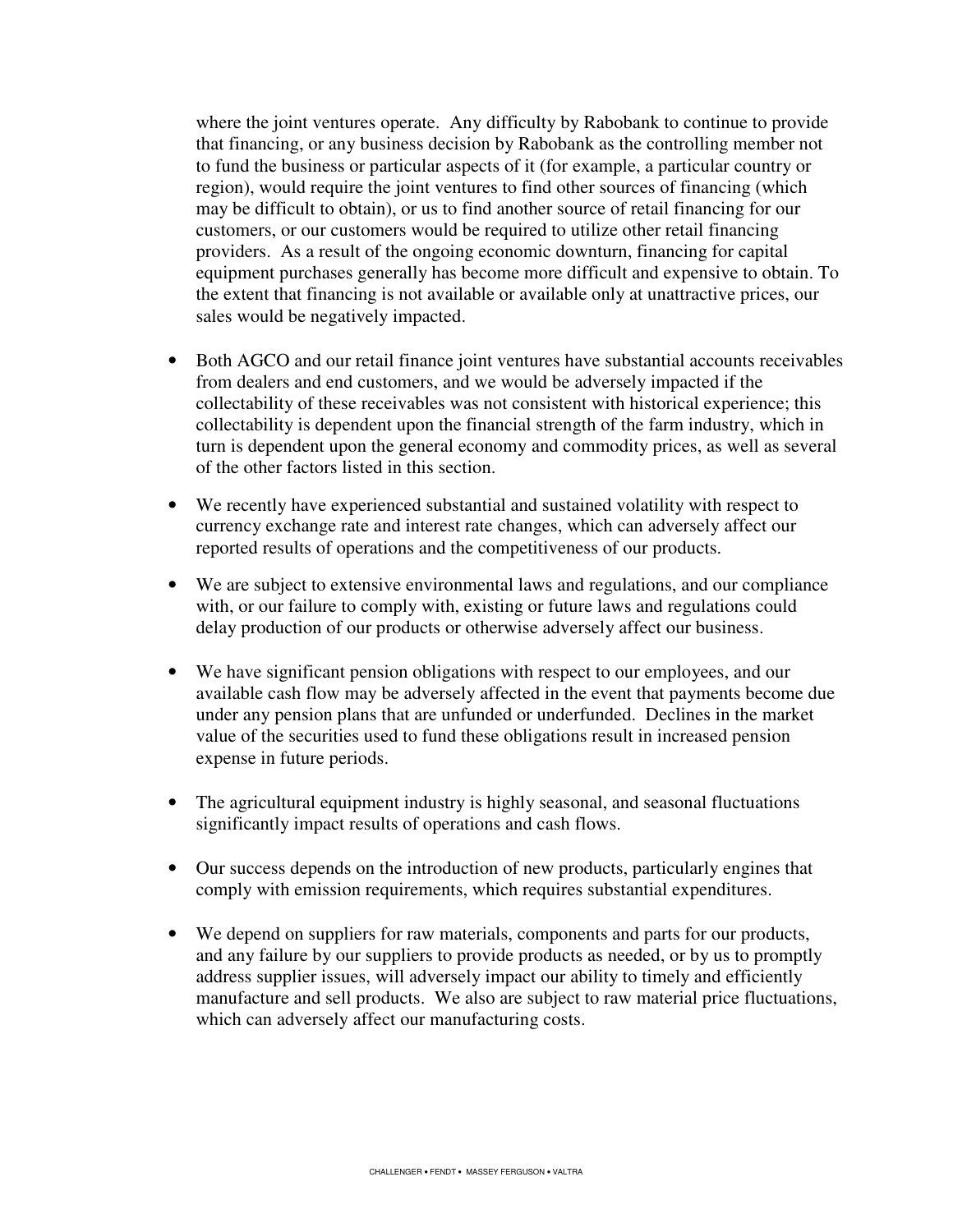where the joint ventures operate.  Any difficulty by Rabobank to continue to provide that financing, or any business decision by Rabobank as the controlling member not to fund the business or particular aspects of it (for example, a particular country or region), would require the joint ventures to find other sources of financing (which may be difficult to obtain), or us to find another source of retail financing for our customers, or our customers would be required to utilize other retail financing providers.  As a result of the ongoing economic downturn, financing for capital equipment purchases generally has become more difficult and expensive to obtain. To the extent that financing is not available or available only at unattractive prices, our sales would be negatively impacted.

- Both AGCO and our retail finance joint ventures have substantial accounts receivables from dealers and end customers, and we would be adversely impacted if the collectability of these receivables was not consistent with historical experience; this collectability is dependent upon the financial strength of the farm industry, which in turn is dependent upon the general economy and commodity prices, as well as several of the other factors listed in this section.
- We recently have experienced substantial and sustained volatility with respect to currency exchange rate and interest rate changes, which can adversely affect our reported results of operations and the competitiveness of our products.
- We are subject to extensive environmental laws and regulations, and our compliance with, or our failure to comply with, existing or future laws and regulations could delay production of our products or otherwise adversely affect our business.
- We have significant pension obligations with respect to our employees, and our available cash flow may be adversely affected in the event that payments become due under any pension plans that are unfunded or underfunded.  Declines in the market value of the securities used to fund these obligations result in increased pension expense in future periods.
- The agricultural equipment industry is highly seasonal, and seasonal fluctuations significantly impact results of operations and cash flows.
- Our success depends on the introduction of new products, particularly engines that comply with emission requirements, which requires substantial expenditures.
- We depend on suppliers for raw materials, components and parts for our products, and any failure by our suppliers to provide products as needed, or by us to promptly address supplier issues, will adversely impact our ability to timely and efficiently manufacture and sell products.  We also are subject to raw material price fluctuations, which can adversely affect our manufacturing costs.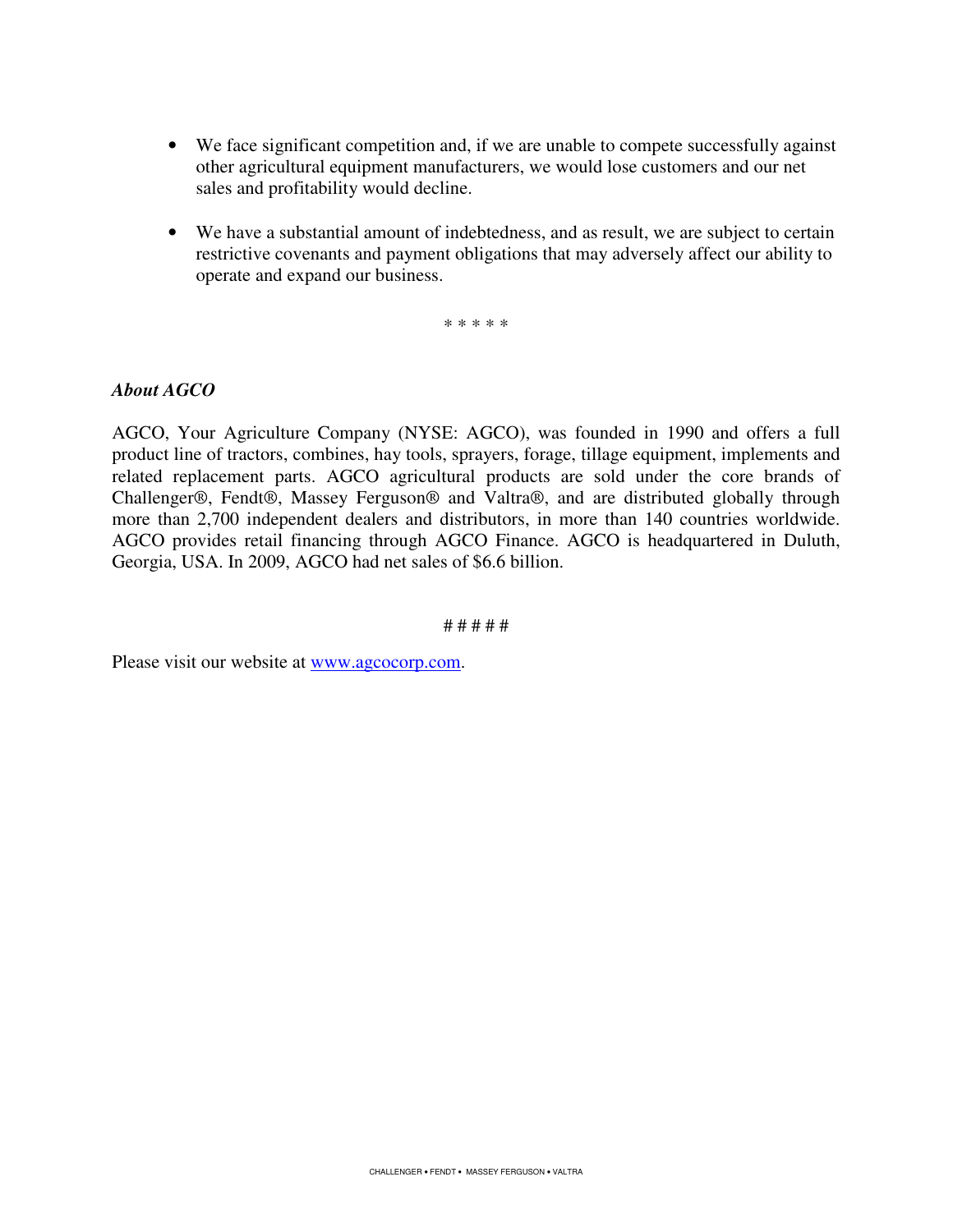- We face significant competition and, if we are unable to compete successfully against other agricultural equipment manufacturers, we would lose customers and our net sales and profitability would decline.

- We have a substantial amount of indebtedness, and as result, we are subject to certain restrictive covenants and payment obligations that may adversely affect our ability to operate and expand our business.

\* \* \* \* \*

***About AGCO***

AGCO, Your Agriculture Company (NYSE: AGCO), was founded in 1990 and offers a full product line of tractors, combines, hay tools, sprayers, forage, tillage equipment, implements and related replacement parts. AGCO agricultural products are sold under the core brands of Challenger®, Fendt®, Massey Ferguson® and Valtra®, and are distributed globally through more than 2,700 independent dealers and distributors, in more than 140 countries worldwide. AGCO provides retail financing through AGCO Finance. AGCO is headquartered in Duluth, Georgia, USA. In 2009, AGCO had net sales of $6.6 billion.

# # # # #

Please visit our website at [www.agcocorp.com](http://www.agcocorp.com).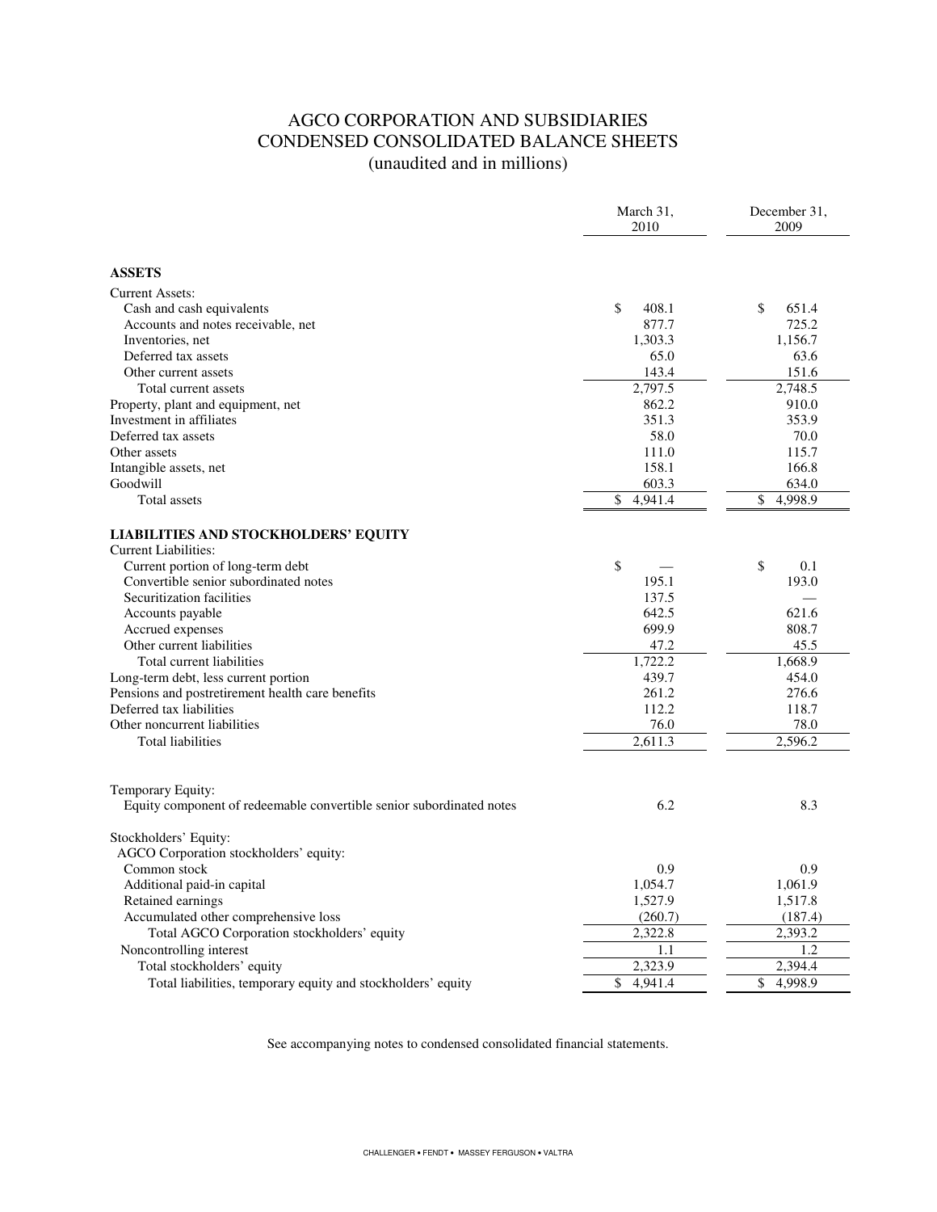# AGCO CORPORATION AND SUBSIDIARIES
## CONDENSED CONSOLIDATED BALANCE SHEETS
### (unaudited and in millions)

| | March 31, 2010 | December 31, 2009 |
|---|---|---|
| **ASSETS** | | |
| Current Assets: | | |
| Cash and cash equivalents | $ 408.1 | $ 651.4 |
| Accounts and notes receivable, net | 877.7 | 725.2 |
| Inventories, net | 1,303.3 | 1,156.7 |
| Deferred tax assets | 65.0 | 63.6 |
| Other current assets | 143.4 | 151.6 |
| Total current assets | 2,797.5 | 2,748.5 |
| Property, plant and equipment, net | 862.2 | 910.0 |
| Investment in affiliates | 351.3 | 353.9 |
| Deferred tax assets | 58.0 | 70.0 |
| Other assets | 111.0 | 115.7 |
| Intangible assets, net | 158.1 | 166.8 |
| Goodwill | 603.3 | 634.0 |
| Total assets | $ 4,941.4 | $ 4,998.9 |
| **LIABILITIES AND STOCKHOLDERS' EQUITY** | | |
| Current Liabilities: | | |
| Current portion of long-term debt | $ — | $ 0.1 |
| Convertible senior subordinated notes | 195.1 | 193.0 |
| Securitization facilities | 137.5 | — |
| Accounts payable | 642.5 | 621.6 |
| Accrued expenses | 699.9 | 808.7 |
| Other current liabilities | 47.2 | 45.5 |
| Total current liabilities | 1,722.2 | 1,668.9 |
| Long-term debt, less current portion | 439.7 | 454.0 |
| Pensions and postretirement health care benefits | 261.2 | 276.6 |
| Deferred tax liabilities | 112.2 | 118.7 |
| Other noncurrent liabilities | 76.0 | 78.0 |
| Total liabilities | 2,611.3 | 2,596.2 |
| Temporary Equity: | | |
| Equity component of redeemable convertible senior subordinated notes | 6.2 | 8.3 |
| Stockholders' Equity: | | |
| AGCO Corporation stockholders' equity: | | |
| Common stock | 0.9 | 0.9 |
| Additional paid-in capital | 1,054.7 | 1,061.9 |
| Retained earnings | 1,527.9 | 1,517.8 |
| Accumulated other comprehensive loss | (260.7) | (187.4) |
| Total AGCO Corporation stockholders' equity | 2,322.8 | 2,393.2 |
| Noncontrolling interest | 1.1 | 1.2 |
| Total stockholders' equity | 2,323.9 | 2,394.4 |
| Total liabilities, temporary equity and stockholders' equity | $ 4,941.4 | $ 4,998.9 |

See accompanying notes to condensed consolidated financial statements.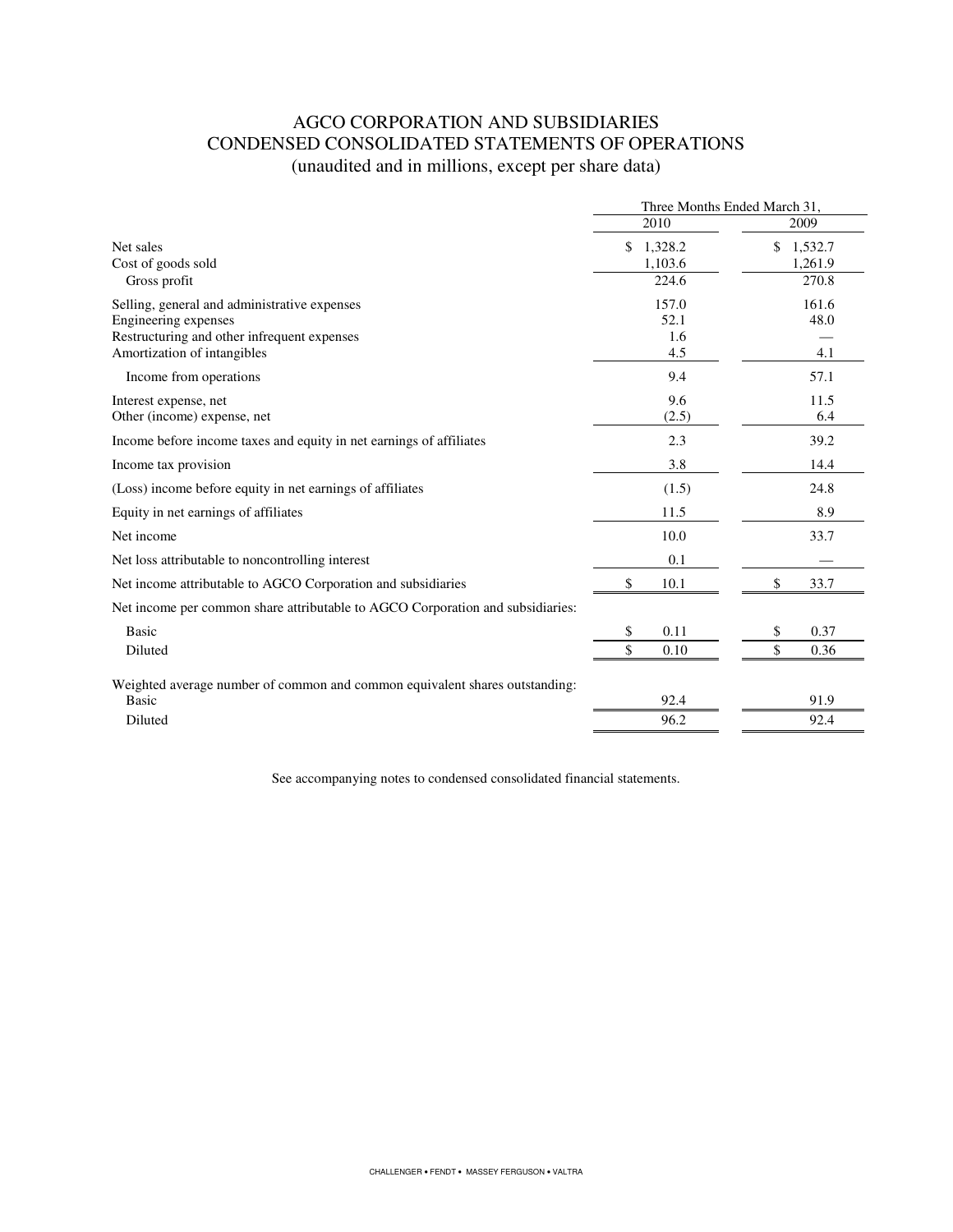# AGCO CORPORATION AND SUBSIDIARIES
## CONDENSED CONSOLIDATED STATEMENTS OF OPERATIONS
### (unaudited and in millions, except per share data)

| | Three Months Ended March 31, | |
|---|---|---|
| | 2010 | 2009 |
| Net sales | $ 1,328.2 | $ 1,532.7 |
| Cost of goods sold | 1,103.6 | 1,261.9 |
| Gross profit | 224.6 | 270.8 |
| Selling, general and administrative expenses | 157.0 | 161.6 |
| Engineering expenses | 52.1 | 48.0 |
| Restructuring and other infrequent expenses | 1.6 | — |
| Amortization of intangibles | 4.5 | 4.1 |
| Income from operations | 9.4 | 57.1 |
| Interest expense, net | 9.6 | 11.5 |
| Other (income) expense, net | (2.5) | 6.4 |
| Income before income taxes and equity in net earnings of affiliates | 2.3 | 39.2 |
| Income tax provision | 3.8 | 14.4 |
| (Loss) income before equity in net earnings of affiliates | (1.5) | 24.8 |
| Equity in net earnings of affiliates | 11.5 | 8.9 |
| Net income | 10.0 | 33.7 |
| Net loss attributable to noncontrolling interest | 0.1 | — |
| Net income attributable to AGCO Corporation and subsidiaries | $ 10.1 | $ 33.7 |
| Net income per common share attributable to AGCO Corporation and subsidiaries: | | |
| Basic | $ 0.11 | $ 0.37 |
| Diluted | $ 0.10 | $ 0.36 |
| Weighted average number of common and common equivalent shares outstanding: | | |
| Basic | 92.4 | 91.9 |
| Diluted | 96.2 | 92.4 |

See accompanying notes to condensed consolidated financial statements.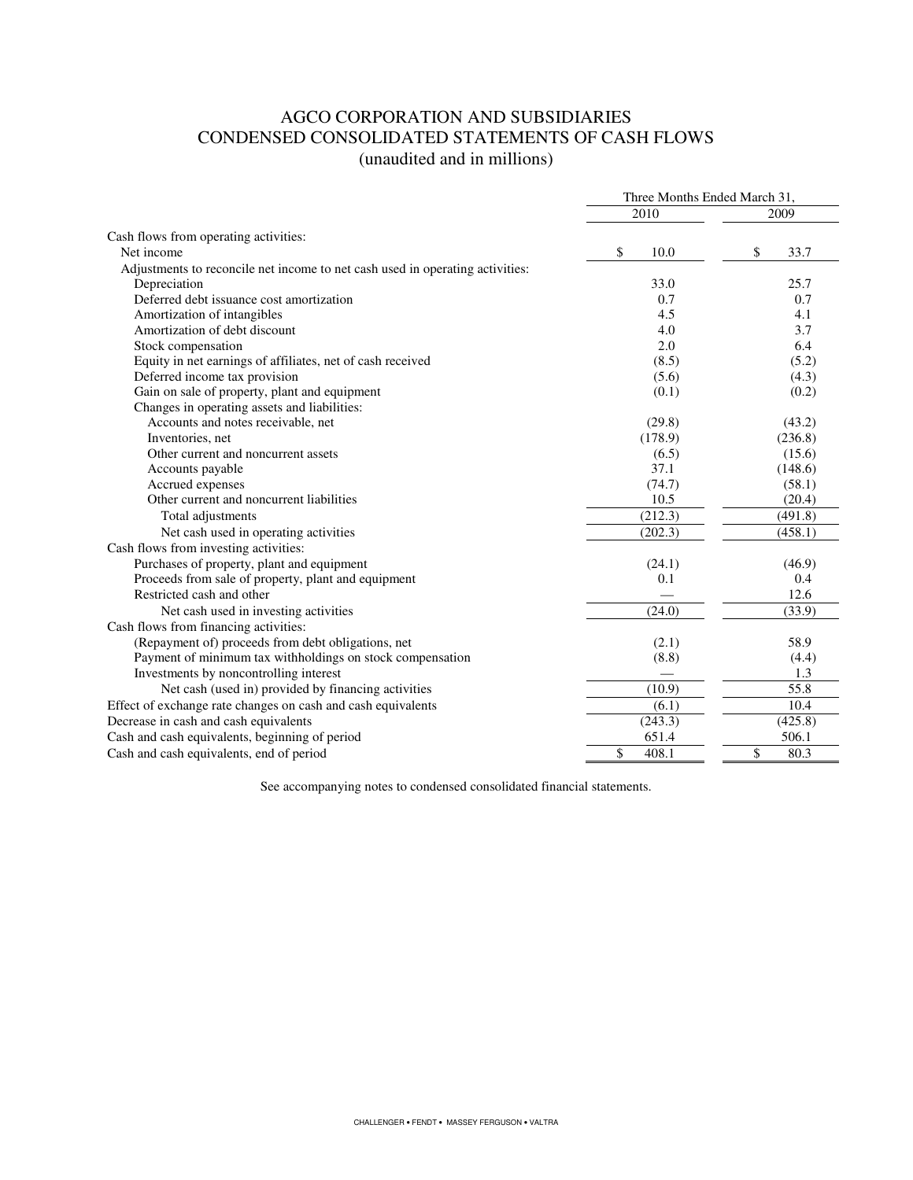# AGCO CORPORATION AND SUBSIDIARIES
## CONDENSED CONSOLIDATED STATEMENTS OF CASH FLOWS
### (unaudited and in millions)

| | Three Months Ended March 31, | |
|---|---|---|
| | 2010 | 2009 |
| Cash flows from operating activities: | | |
| Net income | $ 10.0 | $ 33.7 |
| Adjustments to reconcile net income to net cash used in operating activities: | | |
| Depreciation | 33.0 | 25.7 |
| Deferred debt issuance cost amortization | 0.7 | 0.7 |
| Amortization of intangibles | 4.5 | 4.1 |
| Amortization of debt discount | 4.0 | 3.7 |
| Stock compensation | 2.0 | 6.4 |
| Equity in net earnings of affiliates, net of cash received | (8.5) | (5.2) |
| Deferred income tax provision | (5.6) | (4.3) |
| Gain on sale of property, plant and equipment | (0.1) | (0.2) |
| Changes in operating assets and liabilities: | | |
| Accounts and notes receivable, net | (29.8) | (43.2) |
| Inventories, net | (178.9) | (236.8) |
| Other current and noncurrent assets | (6.5) | (15.6) |
| Accounts payable | 37.1 | (148.6) |
| Accrued expenses | (74.7) | (58.1) |
| Other current and noncurrent liabilities | 10.5 | (20.4) |
| Total adjustments | (212.3) | (491.8) |
| Net cash used in operating activities | (202.3) | (458.1) |
| Cash flows from investing activities: | | |
| Purchases of property, plant and equipment | (24.1) | (46.9) |
| Proceeds from sale of property, plant and equipment | 0.1 | 0.4 |
| Restricted cash and other | — | 12.6 |
| Net cash used in investing activities | (24.0) | (33.9) |
| Cash flows from financing activities: | | |
| (Repayment of) proceeds from debt obligations, net | (2.1) | 58.9 |
| Payment of minimum tax withholdings on stock compensation | (8.8) | (4.4) |
| Investments by noncontrolling interest | — | 1.3 |
| Net cash (used in) provided by financing activities | (10.9) | 55.8 |
| Effect of exchange rate changes on cash and cash equivalents | (6.1) | 10.4 |
| Decrease in cash and cash equivalents | (243.3) | (425.8) |
| Cash and cash equivalents, beginning of period | 651.4 | 506.1 |
| Cash and cash equivalents, end of period | $ 408.1 | $ 80.3 |

See accompanying notes to condensed consolidated financial statements.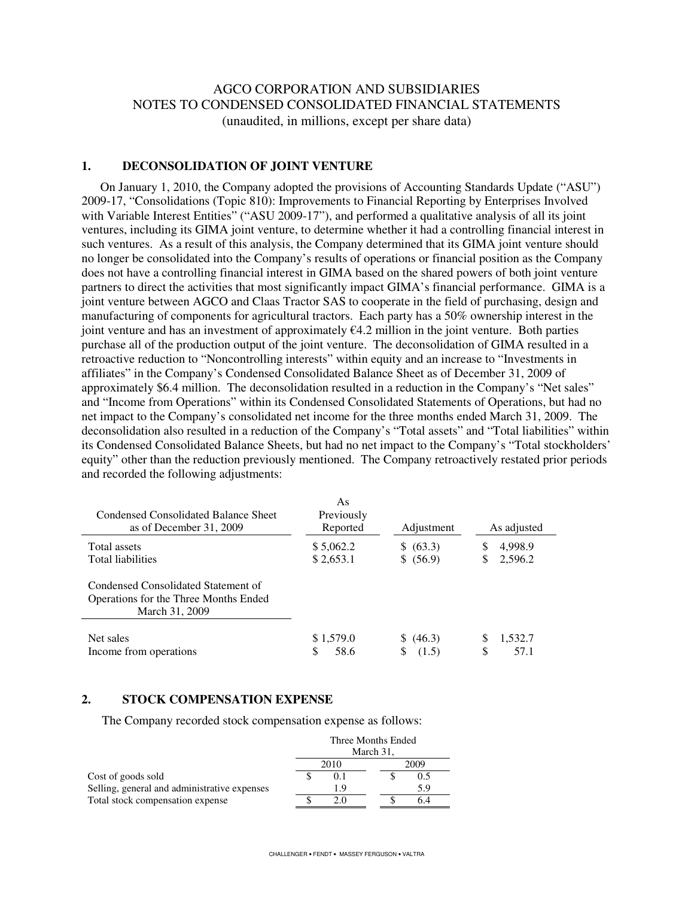# AGCO CORPORATION AND SUBSIDIARIES
## NOTES TO CONDENSED CONSOLIDATED FINANCIAL STATEMENTS
(unaudited, in millions, except per share data)

### 1. DECONSOLIDATION OF JOINT VENTURE

On January 1, 2010, the Company adopted the provisions of Accounting Standards Update ("ASU") 2009-17, "Consolidations (Topic 810): Improvements to Financial Reporting by Enterprises Involved with Variable Interest Entities" ("ASU 2009-17"), and performed a qualitative analysis of all its joint ventures, including its GIMA joint venture, to determine whether it had a controlling financial interest in such ventures. As a result of this analysis, the Company determined that its GIMA joint venture should no longer be consolidated into the Company's results of operations or financial position as the Company does not have a controlling financial interest in GIMA based on the shared powers of both joint venture partners to direct the activities that most significantly impact GIMA's financial performance. GIMA is a joint venture between AGCO and Claas Tractor SAS to cooperate in the field of purchasing, design and manufacturing of components for agricultural tractors. Each party has a 50% ownership interest in the joint venture and has an investment of approximately €4.2 million in the joint venture. Both parties purchase all of the production output of the joint venture. The deconsolidation of GIMA resulted in a retroactive reduction to "Noncontrolling interests" within equity and an increase to "Investments in affiliates" in the Company's Condensed Consolidated Balance Sheet as of December 31, 2009 of approximately $6.4 million. The deconsolidation resulted in a reduction in the Company's "Net sales" and "Income from Operations" within its Condensed Consolidated Statements of Operations, but had no net impact to the Company's consolidated net income for the three months ended March 31, 2009. The deconsolidation also resulted in a reduction of the Company's "Total assets" and "Total liabilities" within its Condensed Consolidated Balance Sheets, but had no net impact to the Company's "Total stockholders' equity" other than the reduction previously mentioned. The Company retroactively restated prior periods and recorded the following adjustments:

| Condensed Consolidated Balance Sheet as of December 31, 2009 | As Previously Reported | Adjustment | As adjusted |
|---|---|---|---|
| Total assets | $ 5,062.2 | $ (63.3) | $ 4,998.9 |
| Total liabilities | $ 2,653.1 | $ (56.9) | $ 2,596.2 |
| **Condensed Consolidated Statement of Operations for the Three Months Ended March 31, 2009** | | | |
| Net sales | $ 1,579.0 | $ (46.3) | $ 1,532.7 |
| Income from operations | $ 58.6 | $ (1.5) | $ 57.1 |

### 2. STOCK COMPENSATION EXPENSE

The Company recorded stock compensation expense as follows:

| | Three Months Ended March 31, 2010 | Three Months Ended March 31, 2009 |
|---|---|---|
| Cost of goods sold | $ 0.1 | $ 0.5 |
| Selling, general and administrative expenses | 1.9 | 5.9 |
| Total stock compensation expense | $ 2.0 | $ 6.4 |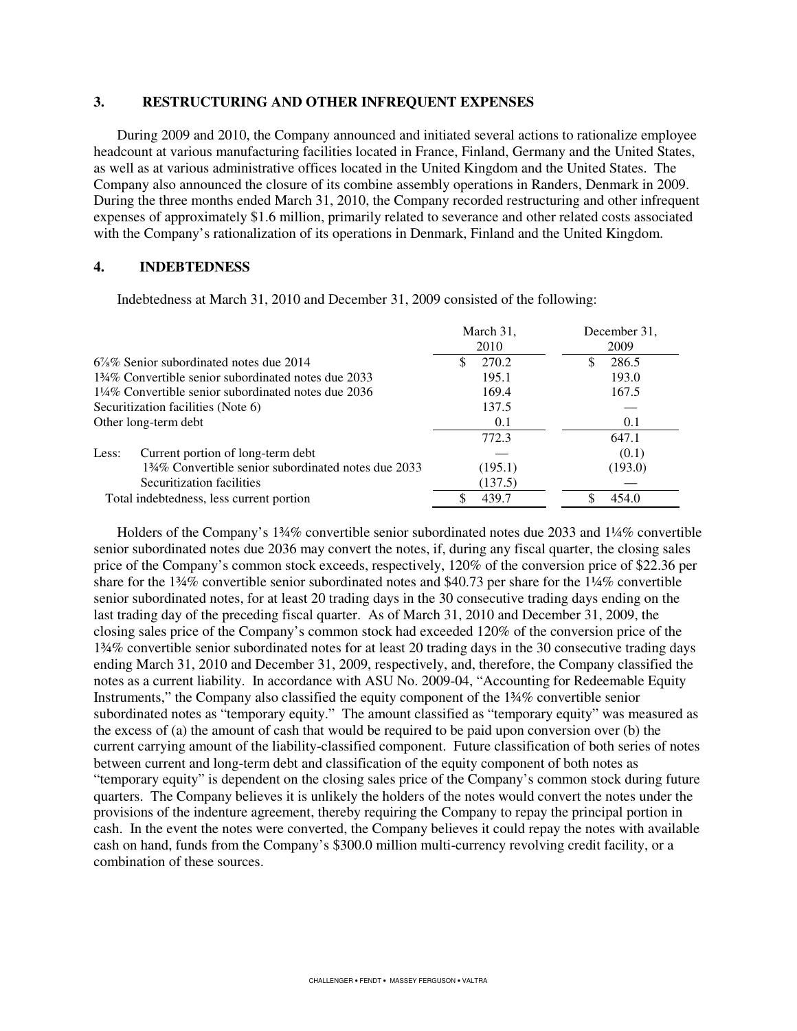### 3. RESTRUCTURING AND OTHER INFREQUENT EXPENSES

During 2009 and 2010, the Company announced and initiated several actions to rationalize employee headcount at various manufacturing facilities located in France, Finland, Germany and the United States, as well as at various administrative offices located in the United Kingdom and the United States. The Company also announced the closure of its combine assembly operations in Randers, Denmark in 2009. During the three months ended March 31, 2010, the Company recorded restructuring and other infrequent expenses of approximately $1.6 million, primarily related to severance and other related costs associated with the Company's rationalization of its operations in Denmark, Finland and the United Kingdom.

### 4. INDEBTEDNESS

Indebtedness at March 31, 2010 and December 31, 2009 consisted of the following:

| | March 31, 2010 | December 31, 2009 |
|---|---|---|
| 6⅞% Senior subordinated notes due 2014 | $ 270.2 | $ 286.5 |
| 1¾% Convertible senior subordinated notes due 2033 | 195.1 | 193.0 |
| 1¼% Convertible senior subordinated notes due 2036 | 169.4 | 167.5 |
| Securitization facilities (Note 6) | 137.5 | — |
| Other long-term debt | 0.1 | 0.1 |
| | 772.3 | 647.1 |
| Less: Current portion of long-term debt | — | (0.1) |
| 1¾% Convertible senior subordinated notes due 2033 | (195.1) | (193.0) |
| Securitization facilities | (137.5) | — |
| Total indebtedness, less current portion | $ 439.7 | $ 454.0 |

Holders of the Company's 1¾% convertible senior subordinated notes due 2033 and 1¼% convertible senior subordinated notes due 2036 may convert the notes, if, during any fiscal quarter, the closing sales price of the Company's common stock exceeds, respectively, 120% of the conversion price of $22.36 per share for the 1¾% convertible senior subordinated notes and $40.73 per share for the 1¼% convertible senior subordinated notes, for at least 20 trading days in the 30 consecutive trading days ending on the last trading day of the preceding fiscal quarter. As of March 31, 2010 and December 31, 2009, the closing sales price of the Company's common stock had exceeded 120% of the conversion price of the 1¾% convertible senior subordinated notes for at least 20 trading days in the 30 consecutive trading days ending March 31, 2010 and December 31, 2009, respectively, and, therefore, the Company classified the notes as a current liability. In accordance with ASU No. 2009-04, "Accounting for Redeemable Equity Instruments," the Company also classified the equity component of the 1¾% convertible senior subordinated notes as "temporary equity." The amount classified as "temporary equity" was measured as the excess of (a) the amount of cash that would be required to be paid upon conversion over (b) the current carrying amount of the liability-classified component. Future classification of both series of notes between current and long-term debt and classification of the equity component of both notes as "temporary equity" is dependent on the closing sales price of the Company's common stock during future quarters. The Company believes it is unlikely the holders of the notes would convert the notes under the provisions of the indenture agreement, thereby requiring the Company to repay the principal portion in cash. In the event the notes were converted, the Company believes it could repay the notes with available cash on hand, funds from the Company's $300.0 million multi-currency revolving credit facility, or a combination of these sources.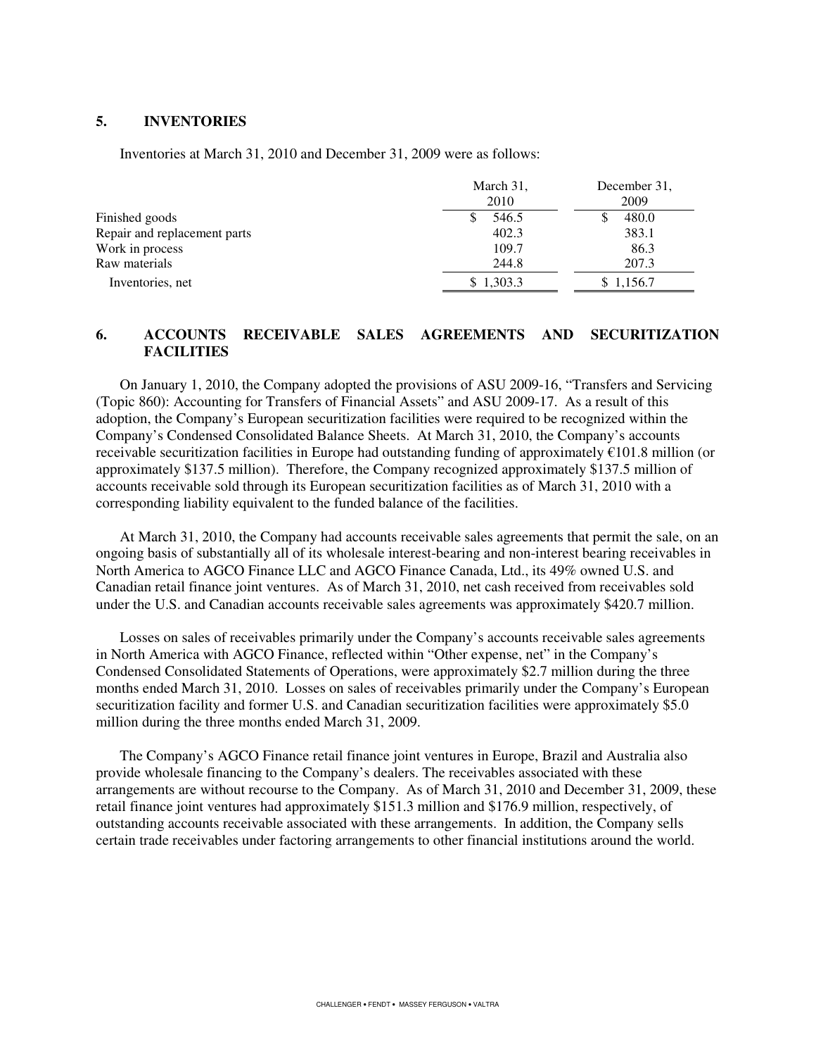## 5. INVENTORIES

Inventories at March 31, 2010 and December 31, 2009 were as follows:

| | March 31, 2010 | December 31, 2009 |
|---|---|---|
| Finished goods | $ 546.5 | $ 480.0 |
| Repair and replacement parts | 402.3 | 383.1 |
| Work in process | 109.7 | 86.3 |
| Raw materials | 244.8 | 207.3 |
| Inventories, net | $ 1,303.3 | $ 1,156.7 |

## 6. ACCOUNTS RECEIVABLE SALES AGREEMENTS AND SECURITIZATION FACILITIES

On January 1, 2010, the Company adopted the provisions of ASU 2009-16, "Transfers and Servicing (Topic 860): Accounting for Transfers of Financial Assets" and ASU 2009-17. As a result of this adoption, the Company's European securitization facilities were required to be recognized within the Company's Condensed Consolidated Balance Sheets. At March 31, 2010, the Company's accounts receivable securitization facilities in Europe had outstanding funding of approximately €101.8 million (or approximately $137.5 million). Therefore, the Company recognized approximately $137.5 million of accounts receivable sold through its European securitization facilities as of March 31, 2010 with a corresponding liability equivalent to the funded balance of the facilities.

At March 31, 2010, the Company had accounts receivable sales agreements that permit the sale, on an ongoing basis of substantially all of its wholesale interest-bearing and non-interest bearing receivables in North America to AGCO Finance LLC and AGCO Finance Canada, Ltd., its 49% owned U.S. and Canadian retail finance joint ventures. As of March 31, 2010, net cash received from receivables sold under the U.S. and Canadian accounts receivable sales agreements was approximately $420.7 million.

Losses on sales of receivables primarily under the Company's accounts receivable sales agreements in North America with AGCO Finance, reflected within "Other expense, net" in the Company's Condensed Consolidated Statements of Operations, were approximately $2.7 million during the three months ended March 31, 2010. Losses on sales of receivables primarily under the Company's European securitization facility and former U.S. and Canadian securitization facilities were approximately $5.0 million during the three months ended March 31, 2009.

The Company's AGCO Finance retail finance joint ventures in Europe, Brazil and Australia also provide wholesale financing to the Company's dealers. The receivables associated with these arrangements are without recourse to the Company. As of March 31, 2010 and December 31, 2009, these retail finance joint ventures had approximately $151.3 million and $176.9 million, respectively, of outstanding accounts receivable associated with these arrangements. In addition, the Company sells certain trade receivables under factoring arrangements to other financial institutions around the world.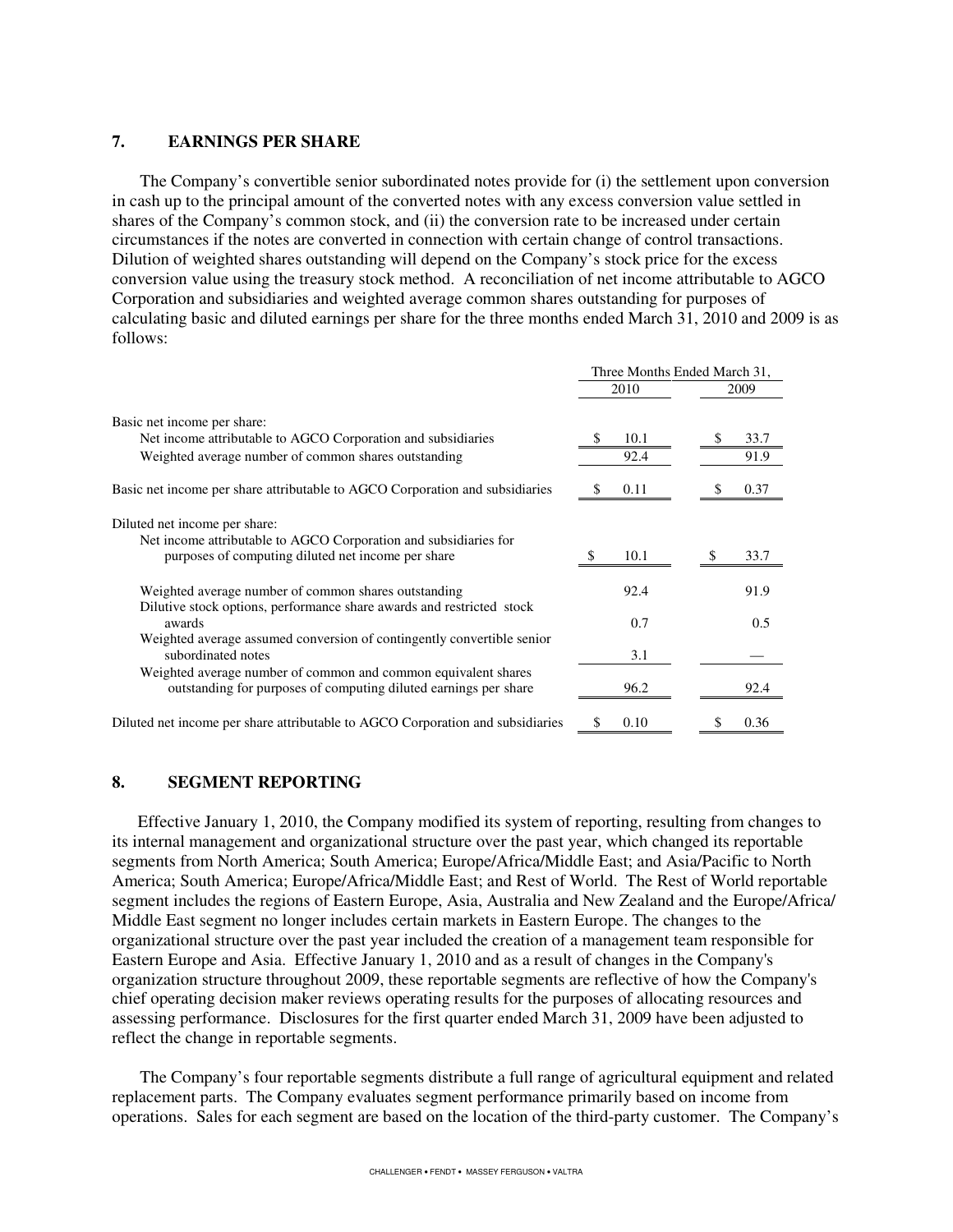## 7. EARNINGS PER SHARE

The Company's convertible senior subordinated notes provide for (i) the settlement upon conversion in cash up to the principal amount of the converted notes with any excess conversion value settled in shares of the Company's common stock, and (ii) the conversion rate to be increased under certain circumstances if the notes are converted in connection with certain change of control transactions. Dilution of weighted shares outstanding will depend on the Company's stock price for the excess conversion value using the treasury stock method. A reconciliation of net income attributable to AGCO Corporation and subsidiaries and weighted average common shares outstanding for purposes of calculating basic and diluted earnings per share for the three months ended March 31, 2010 and 2009 is as follows:

| | Three Months Ended March 31, | |
|---|---|---|
| | 2010 | 2009 |
| Basic net income per share: | | |
| Net income attributable to AGCO Corporation and subsidiaries | $ 10.1 | $ 33.7 |
| Weighted average number of common shares outstanding | 92.4 | 91.9 |
| Basic net income per share attributable to AGCO Corporation and subsidiaries | $ 0.11 | $ 0.37 |
| Diluted net income per share: | | |
| Net income attributable to AGCO Corporation and subsidiaries for purposes of computing diluted net income per share | $ 10.1 | $ 33.7 |
| Weighted average number of common shares outstanding | 92.4 | 91.9 |
| Dilutive stock options, performance share awards and restricted stock awards | 0.7 | 0.5 |
| Weighted average assumed conversion of contingently convertible senior subordinated notes | 3.1 | — |
| Weighted average number of common and common equivalent shares outstanding for purposes of computing diluted earnings per share | 96.2 | 92.4 |
| Diluted net income per share attributable to AGCO Corporation and subsidiaries | $ 0.10 | $ 0.36 |

## 8. SEGMENT REPORTING

Effective January 1, 2010, the Company modified its system of reporting, resulting from changes to its internal management and organizational structure over the past year, which changed its reportable segments from North America; South America; Europe/Africa/Middle East; and Asia/Pacific to North America; South America; Europe/Africa/Middle East; and Rest of World. The Rest of World reportable segment includes the regions of Eastern Europe, Asia, Australia and New Zealand and the Europe/Africa/ Middle East segment no longer includes certain markets in Eastern Europe. The changes to the organizational structure over the past year included the creation of a management team responsible for Eastern Europe and Asia. Effective January 1, 2010 and as a result of changes in the Company's organization structure throughout 2009, these reportable segments are reflective of how the Company's chief operating decision maker reviews operating results for the purposes of allocating resources and assessing performance. Disclosures for the first quarter ended March 31, 2009 have been adjusted to reflect the change in reportable segments.

The Company's four reportable segments distribute a full range of agricultural equipment and related replacement parts. The Company evaluates segment performance primarily based on income from operations. Sales for each segment are based on the location of the third-party customer. The Company's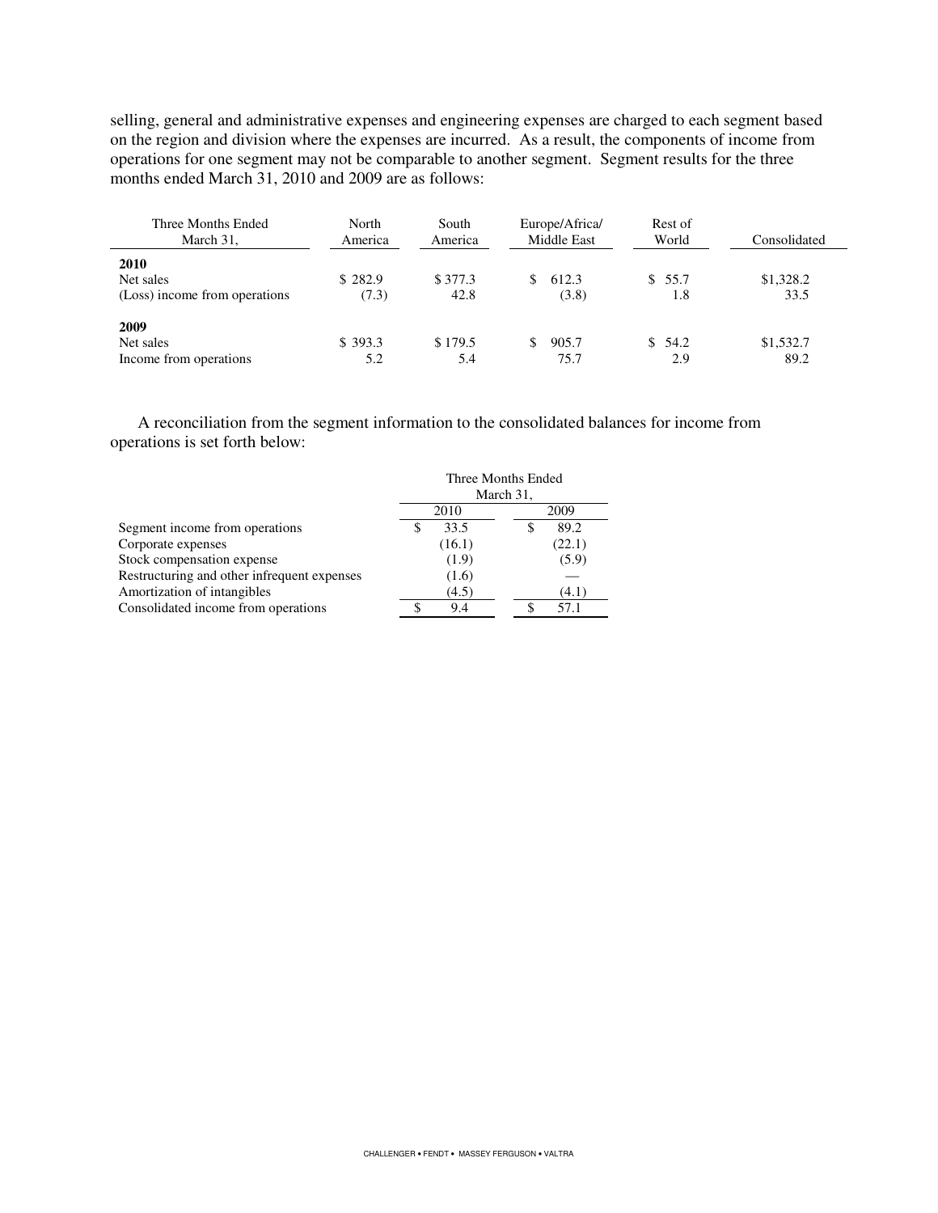selling, general and administrative expenses and engineering expenses are charged to each segment based on the region and division where the expenses are incurred. As a result, the components of income from operations for one segment may not be comparable to another segment. Segment results for the three months ended March 31, 2010 and 2009 are as follows:

| Three Months Ended March 31, | North America | South America | Europe/Africa/ Middle East | Rest of World | Consolidated |
|---|---|---|---|---|---|
| **2010** | | | | | |
| Net sales | $ 282.9 | $ 377.3 | $ 612.3 | $ 55.7 | $1,328.2 |
| (Loss) income from operations | (7.3) | 42.8 | (3.8) | 1.8 | 33.5 |
| **2009** | | | | | |
| Net sales | $ 393.3 | $ 179.5 | $ 905.7 | $ 54.2 | $1,532.7 |
| Income from operations | 5.2 | 5.4 | 75.7 | 2.9 | 89.2 |

A reconciliation from the segment information to the consolidated balances for income from operations is set forth below:

| | Three Months Ended March 31, | |
|---|---|---|
| | 2010 | 2009 |
| Segment income from operations | $ 33.5 | $ 89.2 |
| Corporate expenses | (16.1) | (22.1) |
| Stock compensation expense | (1.9) | (5.9) |
| Restructuring and other infrequent expenses | (1.6) | — |
| Amortization of intangibles | (4.5) | (4.1) |
| Consolidated income from operations | $ 9.4 | $ 57.1 |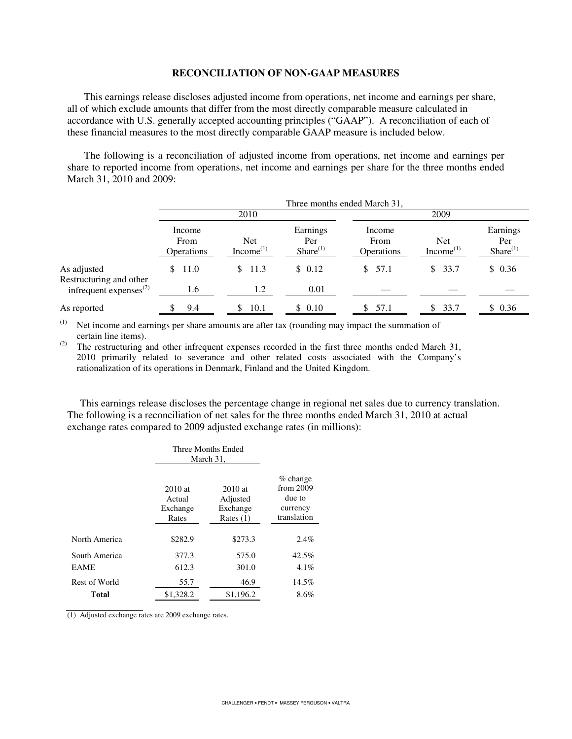## RECONCILIATION OF NON-GAAP MEASURES

This earnings release discloses adjusted income from operations, net income and earnings per share, all of which exclude amounts that differ from the most directly comparable measure calculated in accordance with U.S. generally accepted accounting principles ("GAAP"). A reconciliation of each of these financial measures to the most directly comparable GAAP measure is included below.

The following is a reconciliation of adjusted income from operations, net income and earnings per share to reported income from operations, net income and earnings per share for the three months ended March 31, 2010 and 2009:

| | Three months ended March 31, | | | | | |
|---|---|---|---|---|---|---|
| | 2010 | | | 2009 | | |
| | Income From Operations | Net Income(1) | Earnings Per Share(1) | Income From Operations | Net Income(1) | Earnings Per Share(1) |
| As adjusted | $ 11.0 | $ 11.3 | $ 0.12 | $ 57.1 | $ 33.7 | $ 0.36 |
| Restructuring and other infrequent expenses(2) | 1.6 | 1.2 | 0.01 | — | — | — |
| As reported | $ 9.4 | $ 10.1 | $ 0.10 | $ 57.1 | $ 33.7 | $ 0.36 |

(1) Net income and earnings per share amounts are after tax (rounding may impact the summation of certain line items).

(2) The restructuring and other infrequent expenses recorded in the first three months ended March 31, 2010 primarily related to severance and other related costs associated with the Company's rationalization of its operations in Denmark, Finland and the United Kingdom.

This earnings release discloses the percentage change in regional net sales due to currency translation. The following is a reconciliation of net sales for the three months ended March 31, 2010 at actual exchange rates compared to 2009 adjusted exchange rates (in millions):

| | Three Months Ended March 31, | | |
|---|---|---|---|
| | 2010 at Actual Exchange Rates | 2010 at Adjusted Exchange Rates (1) | % change from 2009 due to currency translation |
| North America | $282.9 | $273.3 | 2.4% |
| South America | 377.3 | 575.0 | 42.5% |
| EAME | 612.3 | 301.0 | 4.1% |
| Rest of World | 55.7 | 46.9 | 14.5% |
| **Total** | $1,328.2 | $1,196.2 | 8.6% |

(1) Adjusted exchange rates are 2009 exchange rates.